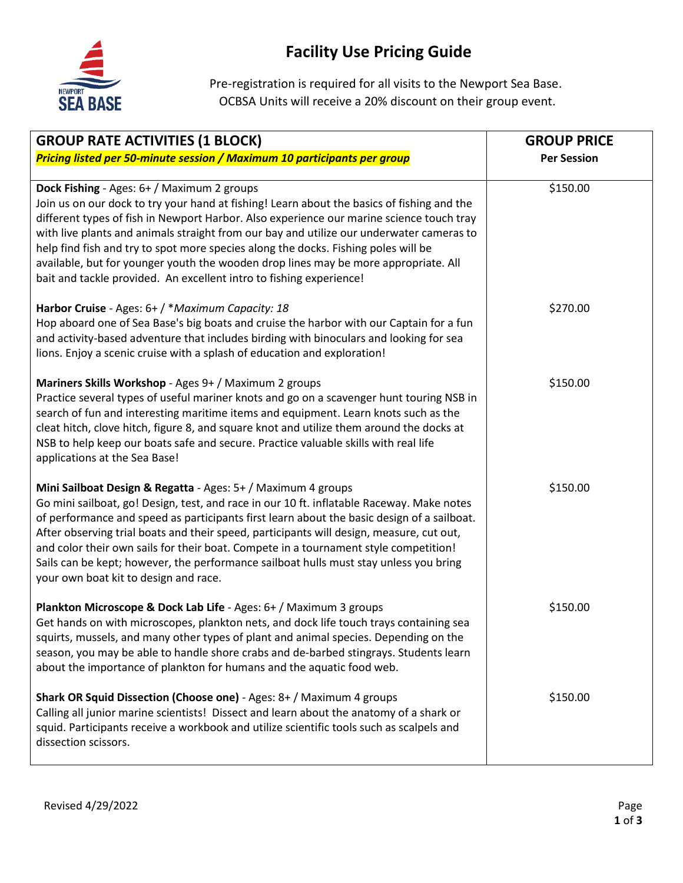# Facility Use Pricing Guide

Pre-registration is required for all visits to the Newport Sea Base.
OCBSA Units will receive a 20% discount on their group event.

| **GROUP RATE ACTIVITIES (1 BLOCK)**<br>***Pricing listed per 50-minute session / Maximum 10 participants per group*** | **GROUP PRICE**<br>**Per Session** |
| --- | --- |
| **Dock Fishing** - Ages: 6+ / Maximum 2 groups<br>Join us on our dock to try your hand at fishing! Learn about the basics of fishing and the different types of fish in Newport Harbor. Also experience our marine science touch tray with live plants and animals straight from our bay and utilize our underwater cameras to help find fish and try to spot more species along the docks. Fishing poles will be available, but for younger youth the wooden drop lines may be more appropriate. All bait and tackle provided. An excellent intro to fishing experience! | $150.00 |
| **Harbor Cruise** - Ages: 6+ / *\*Maximum Capacity: 18*<br>Hop aboard one of Sea Base's big boats and cruise the harbor with our Captain for a fun and activity-based adventure that includes birding with binoculars and looking for sea lions. Enjoy a scenic cruise with a splash of education and exploration! | $270.00 |
| **Mariners Skills Workshop** - Ages 9+ / Maximum 2 groups<br>Practice several types of useful mariner knots and go on a scavenger hunt touring NSB in search of fun and interesting maritime items and equipment. Learn knots such as the cleat hitch, clove hitch, figure 8, and square knot and utilize them around the docks at NSB to help keep our boats safe and secure. Practice valuable skills with real life applications at the Sea Base! | $150.00 |
| **Mini Sailboat Design & Regatta** - Ages: 5+ / Maximum 4 groups<br>Go mini sailboat, go! Design, test, and race in our 10 ft. inflatable Raceway. Make notes of performance and speed as participants first learn about the basic design of a sailboat. After observing trial boats and their speed, participants will design, measure, cut out, and color their own sails for their boat. Compete in a tournament style competition! Sails can be kept; however, the performance sailboat hulls must stay unless you bring your own boat kit to design and race. | $150.00 |
| **Plankton Microscope & Dock Lab Life** - Ages: 6+ / Maximum 3 groups<br>Get hands on with microscopes, plankton nets, and dock life touch trays containing sea squirts, mussels, and many other types of plant and animal species. Depending on the season, you may be able to handle shore crabs and de-barbed stingrays. Students learn about the importance of plankton for humans and the aquatic food web. | $150.00 |
| **Shark OR Squid Dissection (Choose one)** - Ages: 8+ / Maximum 4 groups<br>Calling all junior marine scientists! Dissect and learn about the anatomy of a shark or squid. Participants receive a workbook and utilize scientific tools such as scalpels and dissection scissors. | $150.00 |

Revised 4/29/2022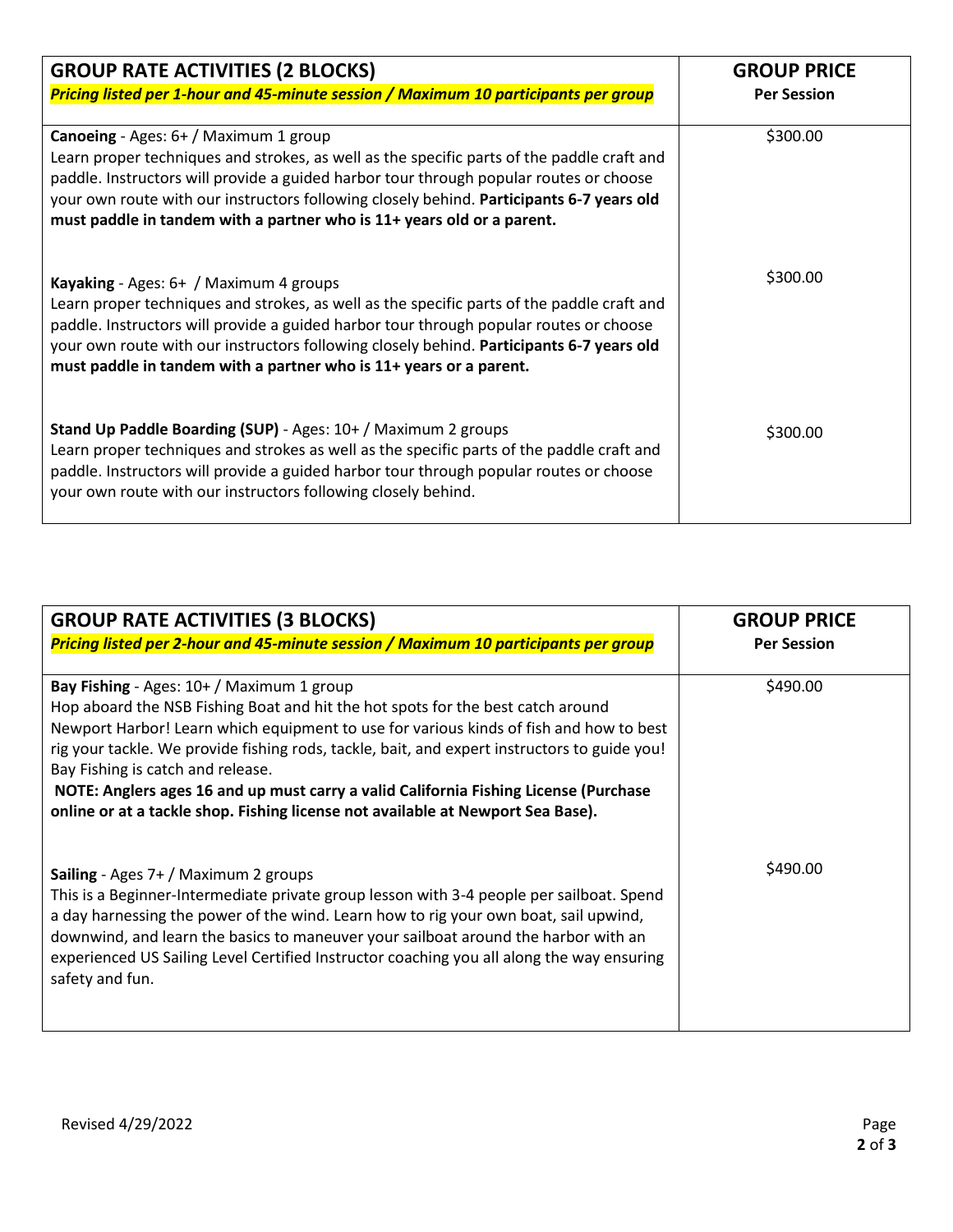| **GROUP RATE ACTIVITIES (2 BLOCKS)**<br>***Pricing listed per 1-hour and 45-minute session / Maximum 10 participants per group*** | **GROUP PRICE**<br>**Per Session** |
| --- | --- |
| **Canoeing** - Ages: 6+ / Maximum 1 group<br>Learn proper techniques and strokes, as well as the specific parts of the paddle craft and paddle. Instructors will provide a guided harbor tour through popular routes or choose your own route with our instructors following closely behind. **Participants 6-7 years old must paddle in tandem with a partner who is 11+ years old or a parent.** | $300.00 |
| **Kayaking** - Ages: 6+ / Maximum 4 groups<br>Learn proper techniques and strokes, as well as the specific parts of the paddle craft and paddle. Instructors will provide a guided harbor tour through popular routes or choose your own route with our instructors following closely behind. **Participants 6-7 years old must paddle in tandem with a partner who is 11+ years or a parent.** | $300.00 |
| **Stand Up Paddle Boarding (SUP)** - Ages: 10+ / Maximum 2 groups<br>Learn proper techniques and strokes as well as the specific parts of the paddle craft and paddle. Instructors will provide a guided harbor tour through popular routes or choose your own route with our instructors following closely behind. | $300.00 |

| **GROUP RATE ACTIVITIES (3 BLOCKS)**<br>***Pricing listed per 2-hour and 45-minute session / Maximum 10 participants per group*** | **GROUP PRICE**<br>**Per Session** |
| --- | --- |
| **Bay Fishing** - Ages: 10+ / Maximum 1 group<br>Hop aboard the NSB Fishing Boat and hit the hot spots for the best catch around Newport Harbor! Learn which equipment to use for various kinds of fish and how to best rig your tackle. We provide fishing rods, tackle, bait, and expert instructors to guide you! Bay Fishing is catch and release.<br>**NOTE: Anglers ages 16 and up must carry a valid California Fishing License (Purchase online or at a tackle shop. Fishing license not available at Newport Sea Base).** | $490.00 |
| **Sailing** - Ages 7+ / Maximum 2 groups<br>This is a Beginner-Intermediate private group lesson with 3-4 people per sailboat. Spend a day harnessing the power of the wind. Learn how to rig your own boat, sail upwind, downwind, and learn the basics to maneuver your sailboat around the harbor with an experienced US Sailing Level Certified Instructor coaching you all along the way ensuring safety and fun. | $490.00 |

Revised 4/29/2022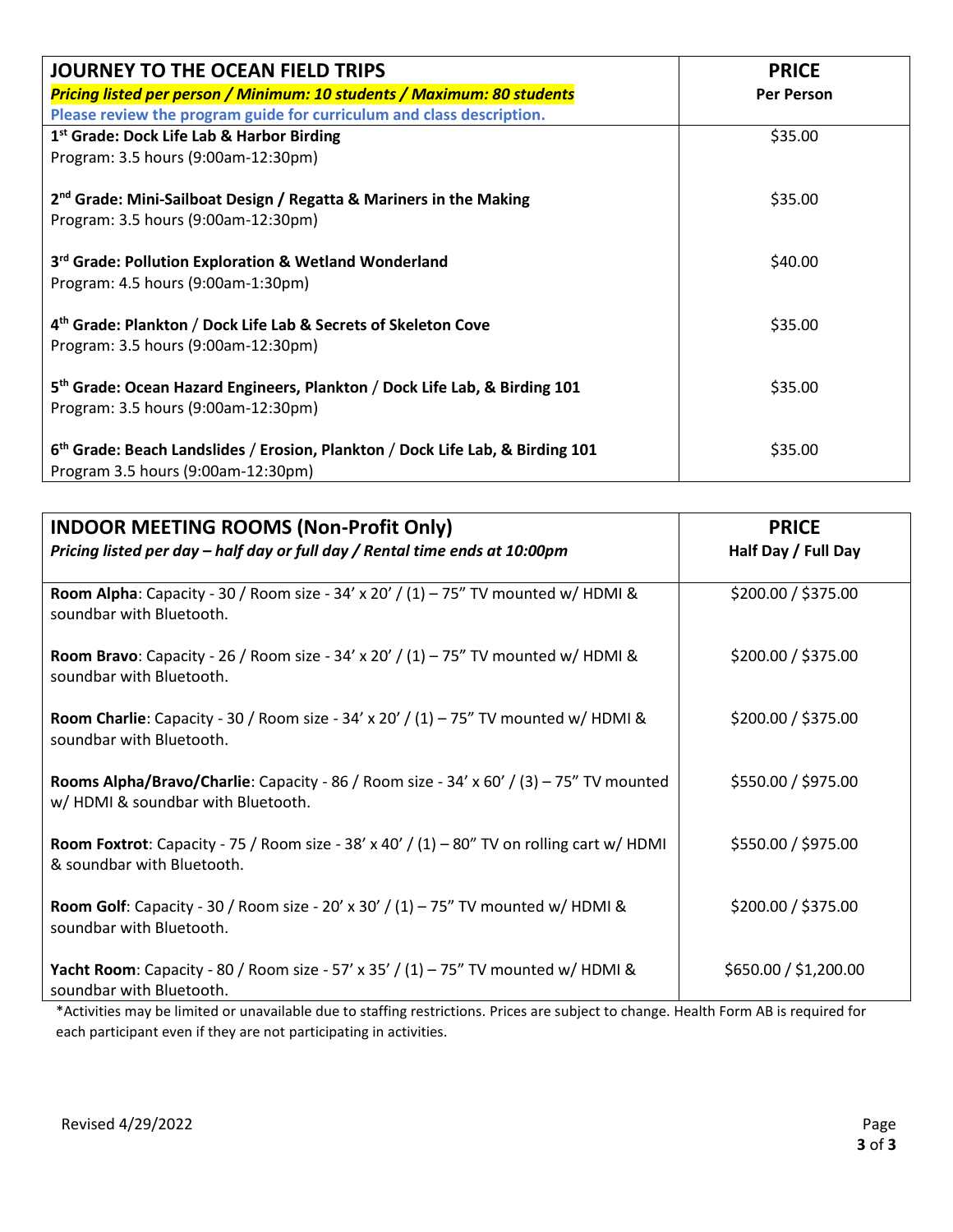| **JOURNEY TO THE OCEAN FIELD TRIPS**<br>***Pricing listed per person / Minimum: 10 students / Maximum: 80 students***<br>**Please review the program guide for curriculum and class description.** | **PRICE**<br>**Per Person** |
|---|---|
| **1st Grade: Dock Life Lab & Harbor Birding**<br>Program: 3.5 hours (9:00am-12:30pm) | $35.00 |
| **2nd Grade: Mini-Sailboat Design / Regatta & Mariners in the Making**<br>Program: 3.5 hours (9:00am-12:30pm) | $35.00 |
| **3rd Grade: Pollution Exploration & Wetland Wonderland**<br>Program: 4.5 hours (9:00am-1:30pm) | $40.00 |
| **4th Grade: Plankton / Dock Life Lab & Secrets of Skeleton Cove**<br>Program: 3.5 hours (9:00am-12:30pm) | $35.00 |
| **5th Grade: Ocean Hazard Engineers, Plankton / Dock Life Lab, & Birding 101**<br>Program: 3.5 hours (9:00am-12:30pm) | $35.00 |
| **6th Grade: Beach Landslides / Erosion, Plankton / Dock Life Lab, & Birding 101**<br>Program 3.5 hours (9:00am-12:30pm) | $35.00 |

| **INDOOR MEETING ROOMS (Non-Profit Only)**<br>***Pricing listed per day – half day or full day / Rental time ends at 10:00pm*** | **PRICE**<br>**Half Day / Full Day** |
|---|---|
| **Room Alpha**: Capacity - 30 / Room size - 34' x 20' / (1) – 75" TV mounted w/ HDMI & soundbar with Bluetooth. | $200.00 / $375.00 |
| **Room Bravo**: Capacity - 26 / Room size - 34' x 20' / (1) – 75" TV mounted w/ HDMI & soundbar with Bluetooth. | $200.00 / $375.00 |
| **Room Charlie**: Capacity - 30 / Room size - 34' x 20' / (1) – 75" TV mounted w/ HDMI & soundbar with Bluetooth. | $200.00 / $375.00 |
| **Rooms Alpha/Bravo/Charlie**: Capacity - 86 / Room size - 34' x 60' / (3) – 75" TV mounted w/ HDMI & soundbar with Bluetooth. | $550.00 / $975.00 |
| **Room Foxtrot**: Capacity - 75 / Room size - 38' x 40' / (1) – 80" TV on rolling cart w/ HDMI & soundbar with Bluetooth. | $550.00 / $975.00 |
| **Room Golf**: Capacity - 30 / Room size - 20' x 30' / (1) – 75" TV mounted w/ HDMI & soundbar with Bluetooth. | $200.00 / $375.00 |
| **Yacht Room**: Capacity - 80 / Room size - 57' x 35' / (1) – 75" TV mounted w/ HDMI & soundbar with Bluetooth. | $650.00 / $1,200.00 |

*Activities may be limited or unavailable due to staffing restrictions. Prices are subject to change. Health Form AB is required for each participant even if they are not participating in activities.

Revised 4/29/2022